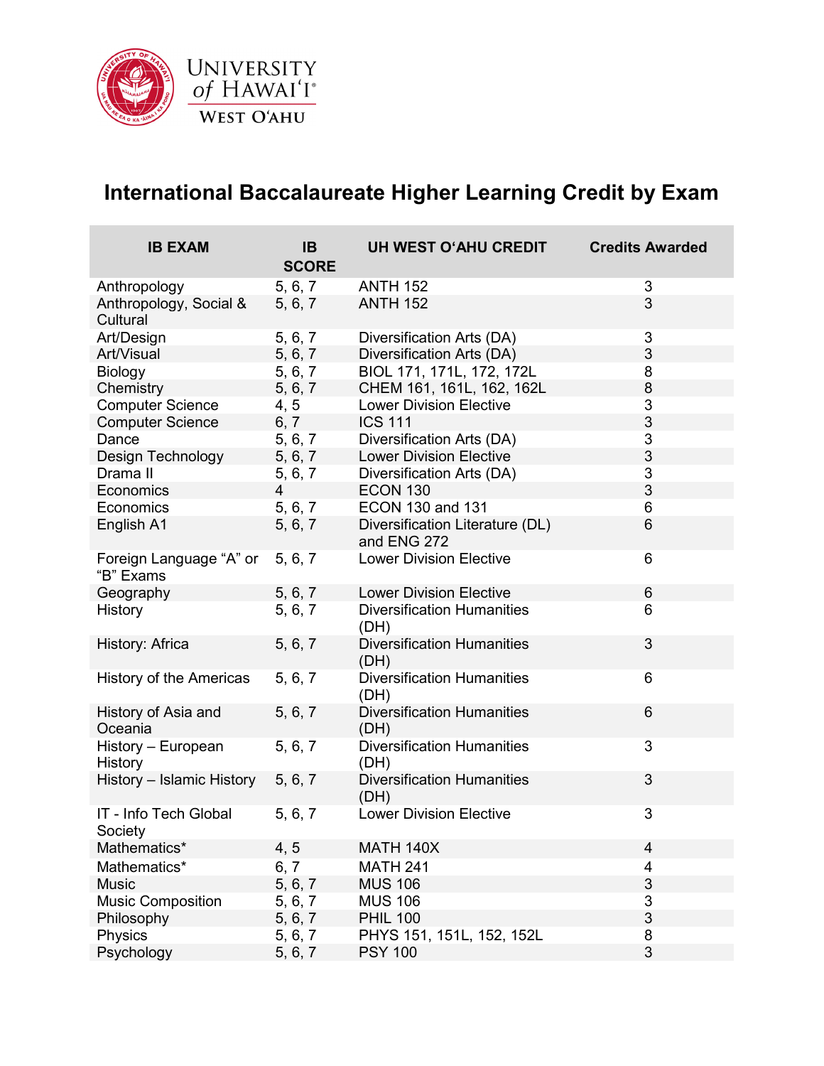# International Baccalaureate Higher Learning Credit by Exam

| IB EXAM | IB SCORE | UH WEST O'AHU CREDIT | Credits Awarded |
|---|---|---|---|
| Anthropology | 5, 6, 7 | ANTH 152 | 3 |
| Anthropology, Social & Cultural | 5, 6, 7 | ANTH 152 | 3 |
| Art/Design | 5, 6, 7 | Diversification Arts (DA) | 3 |
| Art/Visual | 5, 6, 7 | Diversification Arts (DA) | 3 |
| Biology | 5, 6, 7 | BIOL 171, 171L, 172, 172L | 8 |
| Chemistry | 5, 6, 7 | CHEM 161, 161L, 162, 162L | 8 |
| Computer Science | 4, 5 | Lower Division Elective | 3 |
| Computer Science | 6, 7 | ICS 111 | 3 |
| Dance | 5, 6, 7 | Diversification Arts (DA) | 3 |
| Design Technology | 5, 6, 7 | Lower Division Elective | 3 |
| Drama II | 5, 6, 7 | Diversification Arts (DA) | 3 |
| Economics | 4 | ECON 130 | 3 |
| Economics | 5, 6, 7 | ECON 130 and 131 | 6 |
| English A1 | 5, 6, 7 | Diversification Literature (DL) and ENG 272 | 6 |
| Foreign Language "A" or "B" Exams | 5, 6, 7 | Lower Division Elective | 6 |
| Geography | 5, 6, 7 | Lower Division Elective | 6 |
| History | 5, 6, 7 | Diversification Humanities (DH) | 6 |
| History: Africa | 5, 6, 7 | Diversification Humanities (DH) | 3 |
| History of the Americas | 5, 6, 7 | Diversification Humanities (DH) | 6 |
| History of Asia and Oceania | 5, 6, 7 | Diversification Humanities (DH) | 6 |
| History – European History | 5, 6, 7 | Diversification Humanities (DH) | 3 |
| History – Islamic History | 5, 6, 7 | Diversification Humanities (DH) | 3 |
| IT - Info Tech Global Society | 5, 6, 7 | Lower Division Elective | 3 |
| Mathematics* | 4, 5 | MATH 140X | 4 |
| Mathematics* | 6, 7 | MATH 241 | 4 |
| Music | 5, 6, 7 | MUS 106 | 3 |
| Music Composition | 5, 6, 7 | MUS 106 | 3 |
| Philosophy | 5, 6, 7 | PHIL 100 | 3 |
| Physics | 5, 6, 7 | PHYS 151, 151L, 152, 152L | 8 |
| Psychology | 5, 6, 7 | PSY 100 | 3 |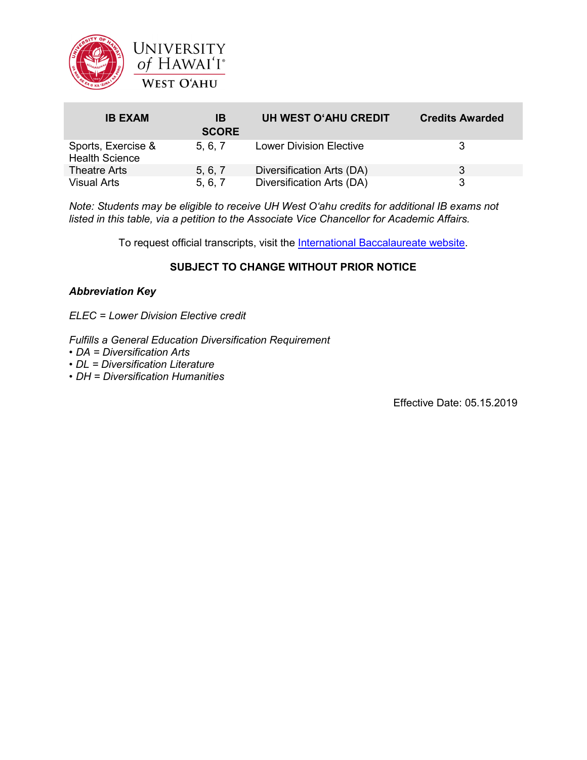| IB EXAM | IB SCORE | UH WEST O'AHU CREDIT | Credits Awarded |
|---|---|---|---|
| Sports, Exercise & Health Science | 5, 6, 7 | Lower Division Elective | 3 |
| Theatre Arts | 5, 6, 7 | Diversification Arts (DA) | 3 |
| Visual Arts | 5, 6, 7 | Diversification Arts (DA) | 3 |

*Note: Students may be eligible to receive UH West O'ahu credits for additional IB exams not listed in this table, via a petition to the Associate Vice Chancellor for Academic Affairs.*

To request official transcripts, visit the International Baccalaureate website.

**SUBJECT TO CHANGE WITHOUT PRIOR NOTICE**

***Abbreviation Key***

*ELEC = Lower Division Elective credit*

*Fulfills a General Education Diversification Requirement*
- *DA = Diversification Arts*
- *DL = Diversification Literature*
- *DH = Diversification Humanities*

Effective Date: 05.15.2019